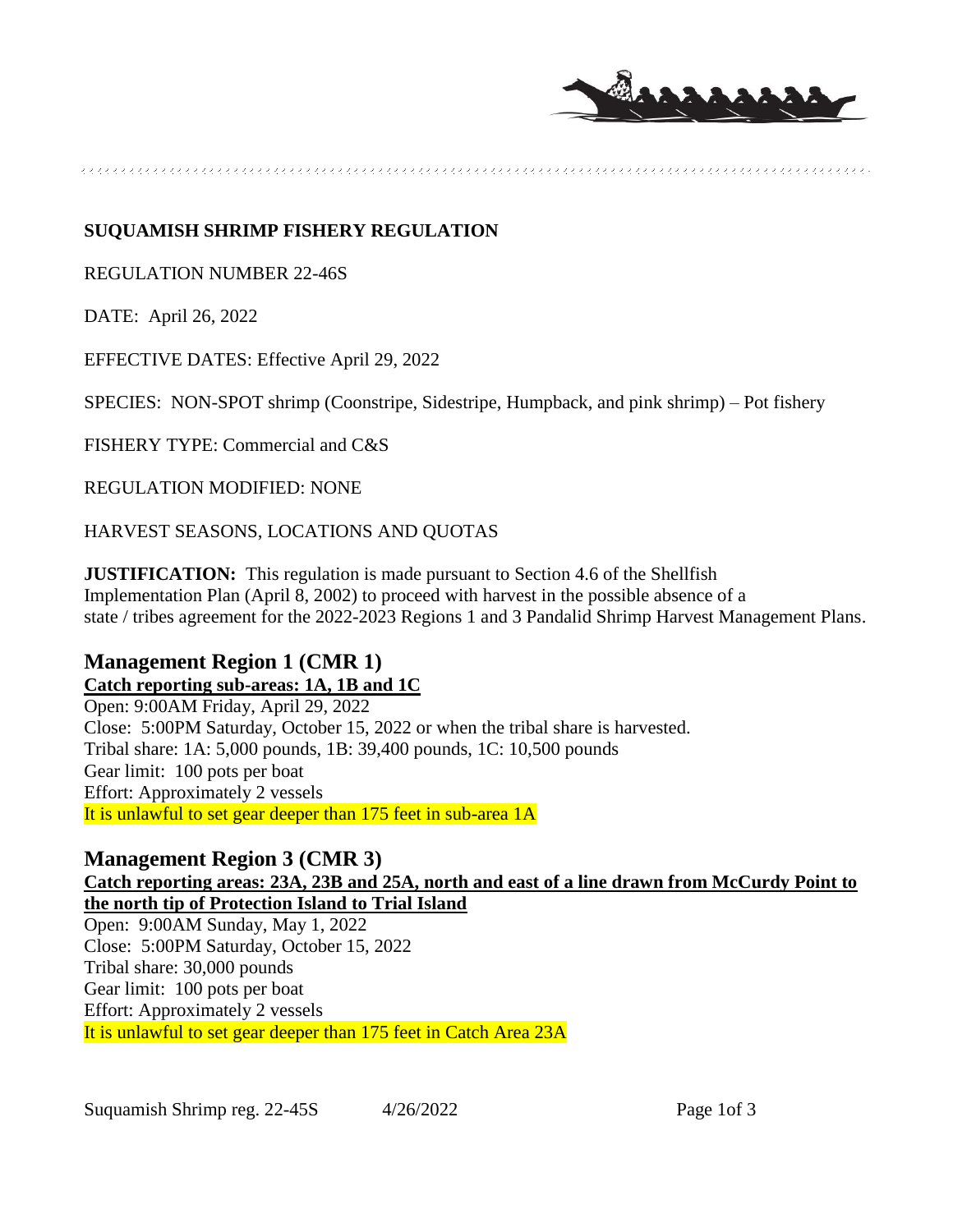**SUQUAMISH SHRIMP FISHERY REGULATION**

REGULATION NUMBER 22-46S

DATE: April 26, 2022

EFFECTIVE DATES: Effective April 29, 2022

SPECIES: NON-SPOT shrimp (Coonstripe, Sidestripe, Humpback, and pink shrimp) – Pot fishery

FISHERY TYPE: Commercial and C&S

REGULATION MODIFIED: NONE

HARVEST SEASONS, LOCATIONS AND QUOTAS

**JUSTIFICATION:** This regulation is made pursuant to Section 4.6 of the Shellfish Implementation Plan (April 8, 2002) to proceed with harvest in the possible absence of a state / tribes agreement for the 2022-2023 Regions 1 and 3 Pandalid Shrimp Harvest Management Plans.

## Management Region 1 (CMR 1)

**Catch reporting sub-areas: 1A, 1B and 1C**

Open: 9:00AM Friday, April 29, 2022
Close: 5:00PM Saturday, October 15, 2022 or when the tribal share is harvested.
Tribal share: 1A: 5,000 pounds, 1B: 39,400 pounds, 1C: 10,500 pounds
Gear limit: 100 pots per boat
Effort: Approximately 2 vessels
It is unlawful to set gear deeper than 175 feet in sub-area 1A

## Management Region 3 (CMR 3)

**Catch reporting areas: 23A, 23B and 25A, north and east of a line drawn from McCurdy Point to the north tip of Protection Island to Trial Island**

Open: 9:00AM Sunday, May 1, 2022
Close: 5:00PM Saturday, October 15, 2022
Tribal share: 30,000 pounds
Gear limit: 100 pots per boat
Effort: Approximately 2 vessels
It is unlawful to set gear deeper than 175 feet in Catch Area 23A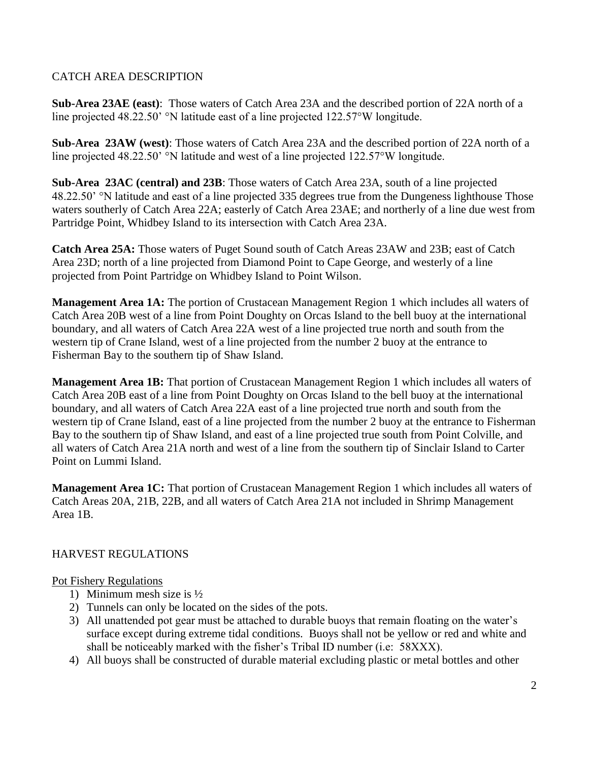## CATCH AREA DESCRIPTION

**Sub-Area 23AE (east)**: Those waters of Catch Area 23A and the described portion of 22A north of a line projected 48.22.50' °N latitude east of a line projected 122.57°W longitude.

**Sub-Area 23AW (west)**: Those waters of Catch Area 23A and the described portion of 22A north of a line projected 48.22.50' °N latitude and west of a line projected 122.57°W longitude.

**Sub-Area 23AC (central) and 23B**: Those waters of Catch Area 23A, south of a line projected 48.22.50' °N latitude and east of a line projected 335 degrees true from the Dungeness lighthouse Those waters southerly of Catch Area 22A; easterly of Catch Area 23AE; and northerly of a line due west from Partridge Point, Whidbey Island to its intersection with Catch Area 23A.

**Catch Area 25A:** Those waters of Puget Sound south of Catch Areas 23AW and 23B; east of Catch Area 23D; north of a line projected from Diamond Point to Cape George, and westerly of a line projected from Point Partridge on Whidbey Island to Point Wilson.

**Management Area 1A:** The portion of Crustacean Management Region 1 which includes all waters of Catch Area 20B west of a line from Point Doughty on Orcas Island to the bell buoy at the international boundary, and all waters of Catch Area 22A west of a line projected true north and south from the western tip of Crane Island, west of a line projected from the number 2 buoy at the entrance to Fisherman Bay to the southern tip of Shaw Island.

**Management Area 1B:** That portion of Crustacean Management Region 1 which includes all waters of Catch Area 20B east of a line from Point Doughty on Orcas Island to the bell buoy at the international boundary, and all waters of Catch Area 22A east of a line projected true north and south from the western tip of Crane Island, east of a line projected from the number 2 buoy at the entrance to Fisherman Bay to the southern tip of Shaw Island, and east of a line projected true south from Point Colville, and all waters of Catch Area 21A north and west of a line from the southern tip of Sinclair Island to Carter Point on Lummi Island.

**Management Area 1C:** That portion of Crustacean Management Region 1 which includes all waters of Catch Areas 20A, 21B, 22B, and all waters of Catch Area 21A not included in Shrimp Management Area 1B.

## HARVEST REGULATIONS

Pot Fishery Regulations

1) Minimum mesh size is ½
2) Tunnels can only be located on the sides of the pots.
3) All unattended pot gear must be attached to durable buoys that remain floating on the water's surface except during extreme tidal conditions. Buoys shall not be yellow or red and white and shall be noticeably marked with the fisher's Tribal ID number (i.e: 58XXX).
4) All buoys shall be constructed of durable material excluding plastic or metal bottles and other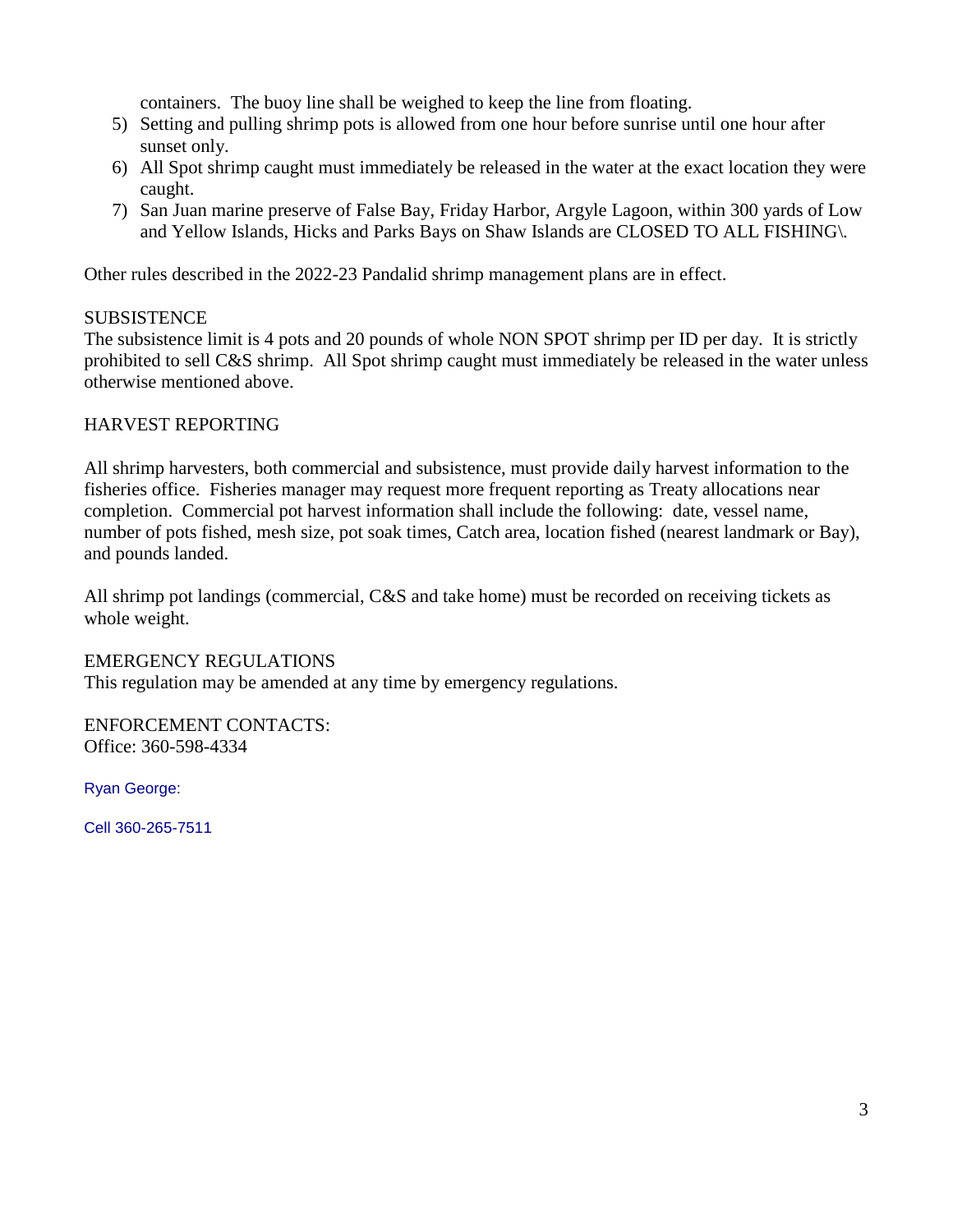containers. The buoy line shall be weighed to keep the line from floating.

5) Setting and pulling shrimp pots is allowed from one hour before sunrise until one hour after sunset only.
6) All Spot shrimp caught must immediately be released in the water at the exact location they were caught.
7) San Juan marine preserve of False Bay, Friday Harbor, Argyle Lagoon, within 300 yards of Low and Yellow Islands, Hicks and Parks Bays on Shaw Islands are CLOSED TO ALL FISHING\.

Other rules described in the 2022-23 Pandalid shrimp management plans are in effect.

SUBSISTENCE

The subsistence limit is 4 pots and 20 pounds of whole NON SPOT shrimp per ID per day. It is strictly prohibited to sell C&S shrimp. All Spot shrimp caught must immediately be released in the water unless otherwise mentioned above.

HARVEST REPORTING

All shrimp harvesters, both commercial and subsistence, must provide daily harvest information to the fisheries office. Fisheries manager may request more frequent reporting as Treaty allocations near completion. Commercial pot harvest information shall include the following: date, vessel name, number of pots fished, mesh size, pot soak times, Catch area, location fished (nearest landmark or Bay), and pounds landed.

All shrimp pot landings (commercial, C&S and take home) must be recorded on receiving tickets as whole weight.

EMERGENCY REGULATIONS

This regulation may be amended at any time by emergency regulations.

ENFORCEMENT CONTACTS:

Office: 360-598-4334

Ryan George:

Cell 360-265-7511